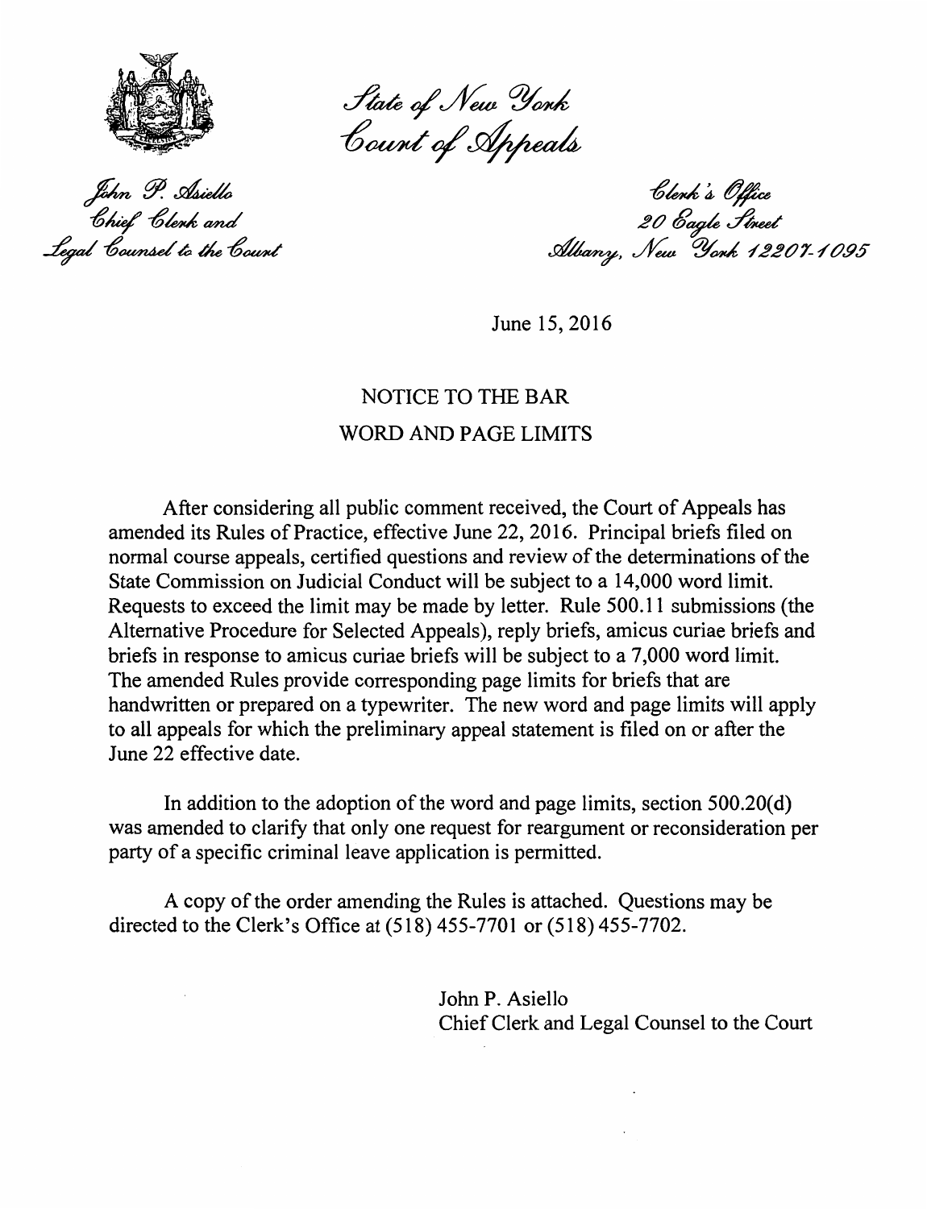State of New York
Court of Appeals

John P. Asiello
Chief Clerk and
Legal Counsel to the Court

Clerk's Office
20 Eagle Street
Albany, New York 12207-1095

June 15, 2016

## NOTICE TO THE BAR
## WORD AND PAGE LIMITS

After considering all public comment received, the Court of Appeals has amended its Rules of Practice, effective June 22, 2016. Principal briefs filed on normal course appeals, certified questions and review of the determinations of the State Commission on Judicial Conduct will be subject to a 14,000 word limit. Requests to exceed the limit may be made by letter. Rule 500.11 submissions (the Alternative Procedure for Selected Appeals), reply briefs, amicus curiae briefs and briefs in response to amicus curiae briefs will be subject to a 7,000 word limit. The amended Rules provide corresponding page limits for briefs that are handwritten or prepared on a typewriter. The new word and page limits will apply to all appeals for which the preliminary appeal statement is filed on or after the June 22 effective date.

In addition to the adoption of the word and page limits, section 500.20(d) was amended to clarify that only one request for reargument or reconsideration per party of a specific criminal leave application is permitted.

A copy of the order amending the Rules is attached. Questions may be directed to the Clerk's Office at (518) 455-7701 or (518) 455-7702.

John P. Asiello
Chief Clerk and Legal Counsel to the Court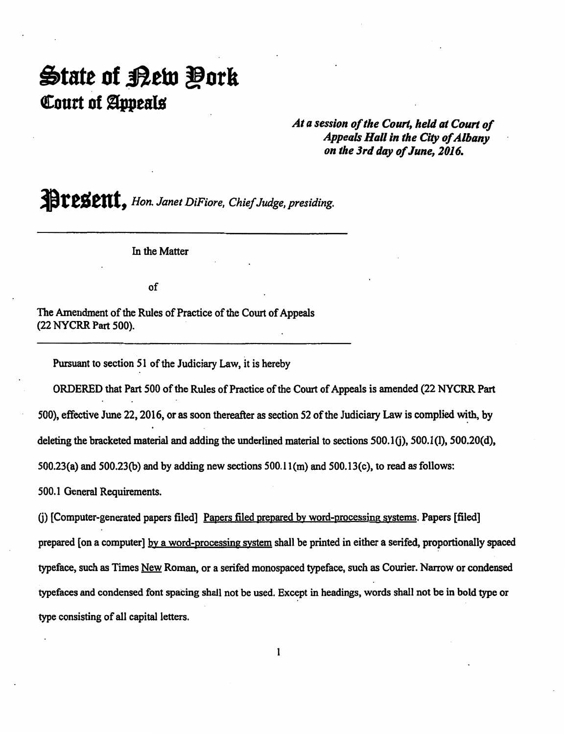# State of New York
## Court of Appeals

*At a session of the Court, held at Court of Appeals Hall in the City of Albany on the 3rd day of June, 2016.*

**Present,** *Hon. Janet DiFiore, Chief Judge, presiding.*

---

In the Matter

of

The Amendment of the Rules of Practice of the Court of Appeals (22 NYCRR Part 500).

---

Pursuant to section 51 of the Judiciary Law, it is hereby

ORDERED that Part 500 of the Rules of Practice of the Court of Appeals is amended (22 NYCRR Part 500), effective June 22, 2016, or as soon thereafter as section 52 of the Judiciary Law is complied with, by deleting the bracketed material and adding the underlined material to sections 500.1(j), 500.1(l), 500.20(d), 500.23(a) and 500.23(b) and by adding new sections 500.11(m) and 500.13(c), to read as follows:

500.1 General Requirements.

(j) [Computer-generated papers filed] <u>Papers filed prepared by word-processing systems</u>. Papers [filed] prepared [on a computer] <u>by a word-processing system</u> shall be printed in either a serifed, proportionally spaced typeface, such as Times <u>New</u> Roman, or a serifed monospaced typeface, such as Courier. Narrow or condensed typefaces and condensed font spacing shall not be used. Except in headings, words shall not be in bold type or type consisting of all capital letters.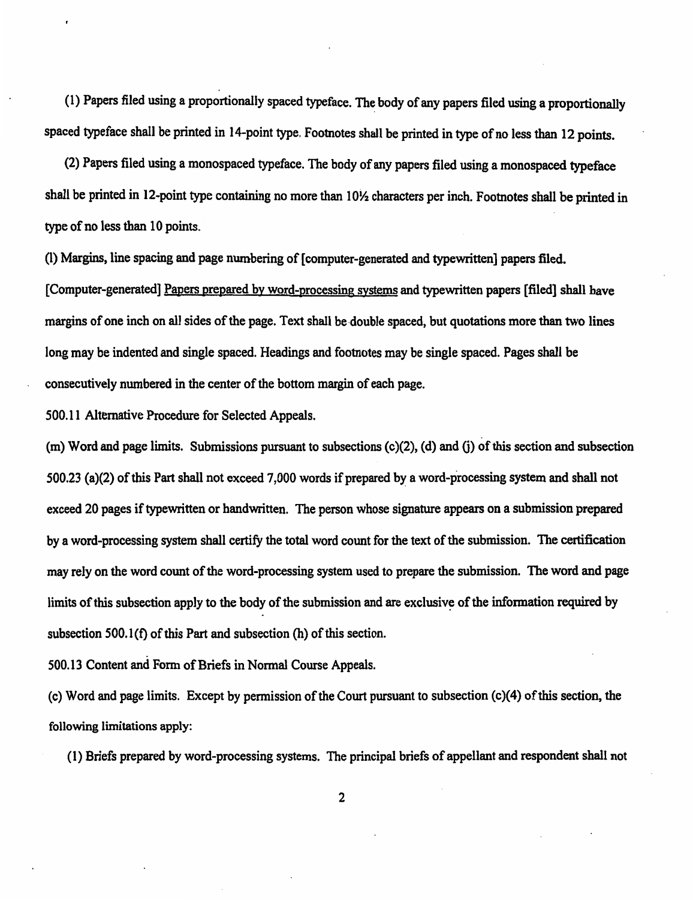(1) Papers filed using a proportionally spaced typeface. The body of any papers filed using a proportionally spaced typeface shall be printed in 14-point type. Footnotes shall be printed in type of no less than 12 points.

(2) Papers filed using a monospaced typeface. The body of any papers filed using a monospaced typeface shall be printed in 12-point type containing no more than 10½ characters per inch. Footnotes shall be printed in type of no less than 10 points.

(l) Margins, line spacing and page numbering of [computer-generated and typewritten] papers filed. [Computer-generated] Papers prepared by word-processing systems and typewritten papers [filed] shall have margins of one inch on all sides of the page. Text shall be double spaced, but quotations more than two lines long may be indented and single spaced. Headings and footnotes may be single spaced. Pages shall be consecutively numbered in the center of the bottom margin of each page.

500.11 Alternative Procedure for Selected Appeals.

(m) Word and page limits. Submissions pursuant to subsections (c)(2), (d) and (j) of this section and subsection 500.23 (a)(2) of this Part shall not exceed 7,000 words if prepared by a word-processing system and shall not exceed 20 pages if typewritten or handwritten. The person whose signature appears on a submission prepared by a word-processing system shall certify the total word count for the text of the submission. The certification may rely on the word count of the word-processing system used to prepare the submission. The word and page limits of this subsection apply to the body of the submission and are exclusive of the information required by subsection 500.1(f) of this Part and subsection (h) of this section.

500.13 Content and Form of Briefs in Normal Course Appeals.

(c) Word and page limits. Except by permission of the Court pursuant to subsection (c)(4) of this section, the following limitations apply:

(1) Briefs prepared by word-processing systems. The principal briefs of appellant and respondent shall not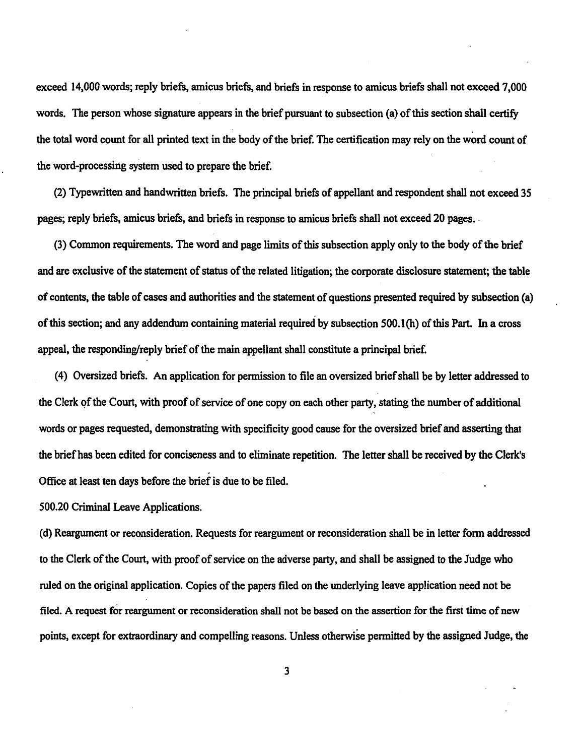exceed 14,000 words; reply briefs, amicus briefs, and briefs in response to amicus briefs shall not exceed 7,000 words. The person whose signature appears in the brief pursuant to subsection (a) of this section shall certify the total word count for all printed text in the body of the brief. The certification may rely on the word count of the word-processing system used to prepare the brief.

(2) Typewritten and handwritten briefs. The principal briefs of appellant and respondent shall not exceed 35 pages; reply briefs, amicus briefs, and briefs in response to amicus briefs shall not exceed 20 pages.

(3) Common requirements. The word and page limits of this subsection apply only to the body of the brief and are exclusive of the statement of status of the related litigation; the corporate disclosure statement; the table of contents, the table of cases and authorities and the statement of questions presented required by subsection (a) of this section; and any addendum containing material required by subsection 500.1(h) of this Part. In a cross appeal, the responding/reply brief of the main appellant shall constitute a principal brief.

(4) Oversized briefs. An application for permission to file an oversized brief shall be by letter addressed to the Clerk of the Court, with proof of service of one copy on each other party, stating the number of additional words or pages requested, demonstrating with specificity good cause for the oversized brief and asserting that the brief has been edited for conciseness and to eliminate repetition. The letter shall be received by the Clerk's Office at least ten days before the brief is due to be filed.

500.20 Criminal Leave Applications.

(d) Reargument or reconsideration. Requests for reargument or reconsideration shall be in letter form addressed to the Clerk of the Court, with proof of service on the adverse party, and shall be assigned to the Judge who ruled on the original application. Copies of the papers filed on the underlying leave application need not be filed. A request for reargument or reconsideration shall not be based on the assertion for the first time of new points, except for extraordinary and compelling reasons. Unless otherwise permitted by the assigned Judge, the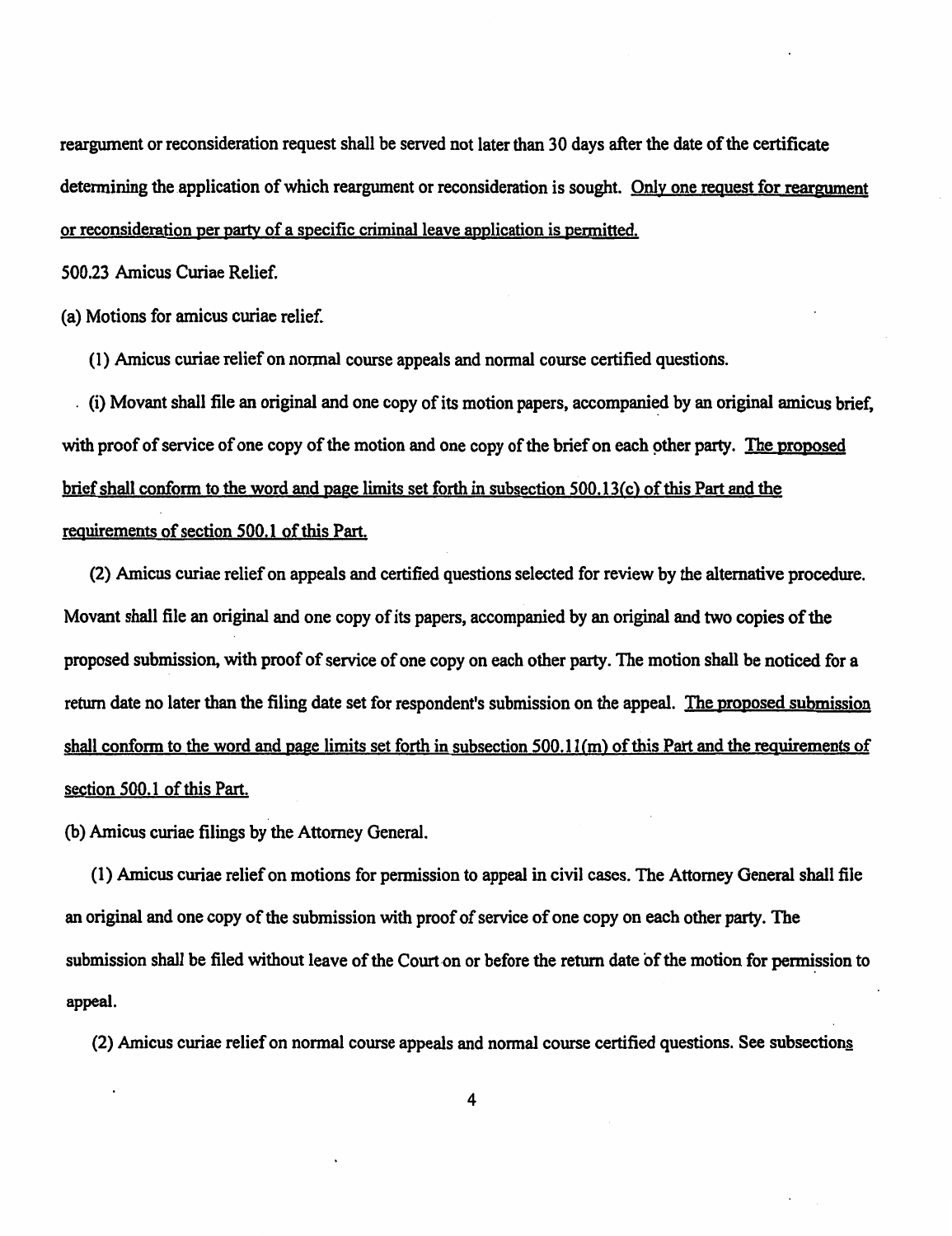reargument or reconsideration request shall be served not later than 30 days after the date of the certificate determining the application of which reargument or reconsideration is sought. <u>Only one request for reargument or reconsideration per party of a specific criminal leave application is permitted.</u>

500.23 Amicus Curiae Relief.

(a) Motions for amicus curiae relief.

(1) Amicus curiae relief on normal course appeals and normal course certified questions.

(i) Movant shall file an original and one copy of its motion papers, accompanied by an original amicus brief, with proof of service of one copy of the motion and one copy of the brief on each other party. <u>The proposed brief shall conform to the word and page limits set forth in subsection 500.13(c) of this Part and the requirements of section 500.1 of this Part.</u>

(2) Amicus curiae relief on appeals and certified questions selected for review by the alternative procedure. Movant shall file an original and one copy of its papers, accompanied by an original and two copies of the proposed submission, with proof of service of one copy on each other party. The motion shall be noticed for a return date no later than the filing date set for respondent's submission on the appeal. <u>The proposed submission shall conform to the word and page limits set forth in subsection 500.11(m) of this Part and the requirements of section 500.1 of this Part.</u>

(b) Amicus curiae filings by the Attorney General.

(1) Amicus curiae relief on motions for permission to appeal in civil cases. The Attorney General shall file an original and one copy of the submission with proof of service of one copy on each other party. The submission shall be filed without leave of the Court on or before the return date of the motion for permission to appeal.

(2) Amicus curiae relief on normal course appeals and normal course certified questions. See subsection<u>s</u>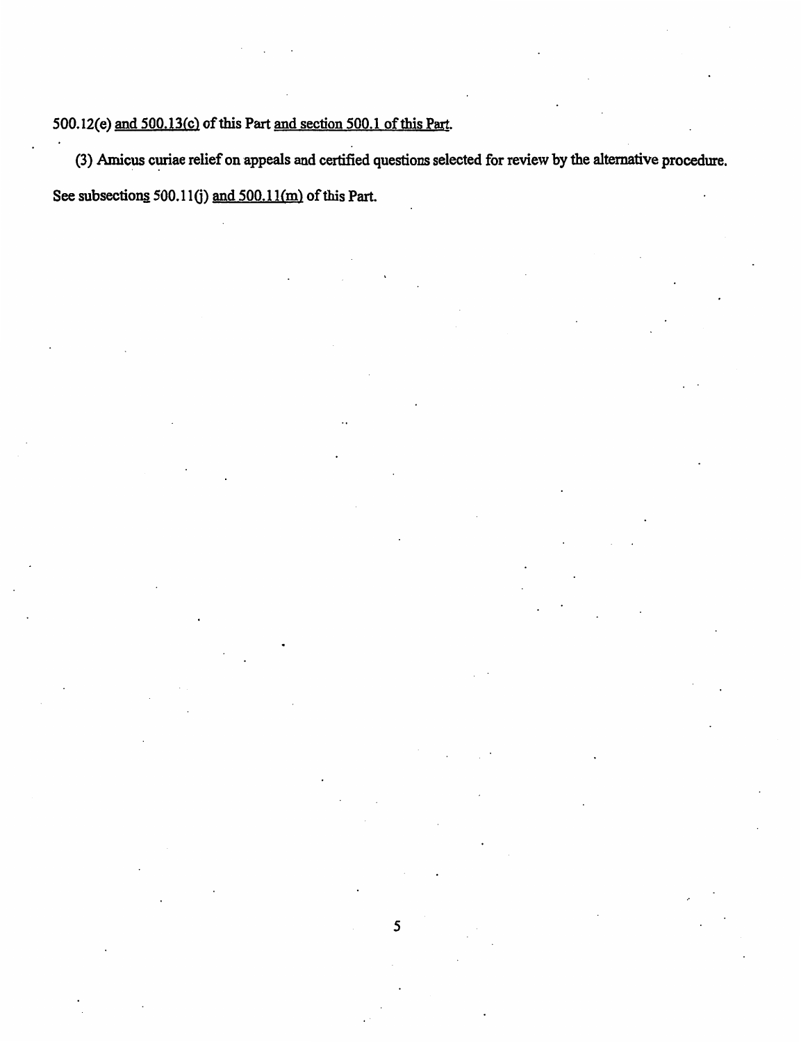500.12(e) and 500.13(c) of this Part and section 500.1 of this Part.

(3) Amicus curiae relief on appeals and certified questions selected for review by the alternative procedure. See subsections 500.11(j) and 500.11(m) of this Part.